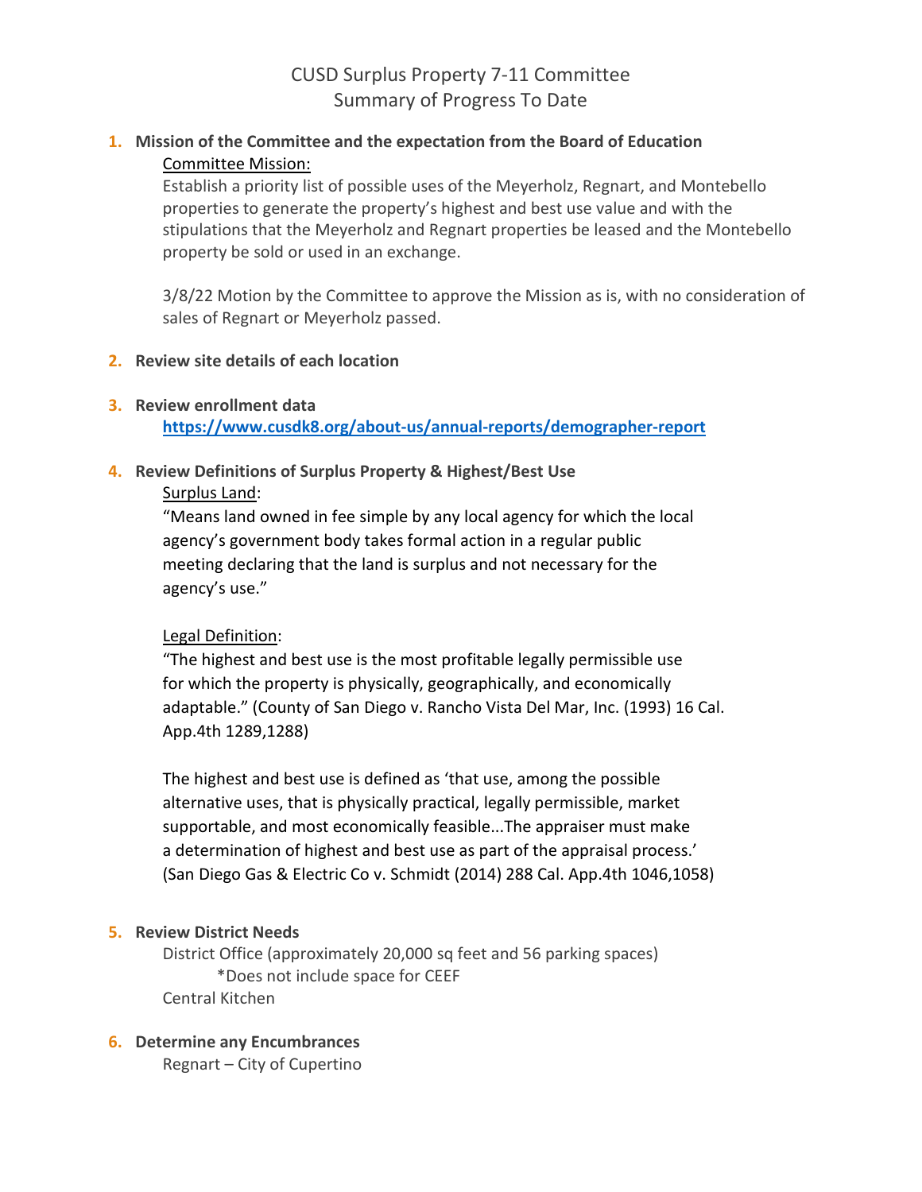# CUSD Surplus Property 7-11 Committee
## Summary of Progress To Date

1. **Mission of the Committee and the expectation from the Board of Education**

   Committee Mission:

   Establish a priority list of possible uses of the Meyerholz, Regnart, and Montebello properties to generate the property's highest and best use value and with the stipulations that the Meyerholz and Regnart properties be leased and the Montebello property be sold or used in an exchange.

   3/8/22 Motion by the Committee to approve the Mission as is, with no consideration of sales of Regnart or Meyerholz passed.

2. **Review site details of each location**

3. **Review enrollment data**

   **https://www.cusdk8.org/about-us/annual-reports/demographer-report**

4. **Review Definitions of Surplus Property & Highest/Best Use**

   Surplus Land:

   "Means land owned in fee simple by any local agency for which the local agency's government body takes formal action in a regular public meeting declaring that the land is surplus and not necessary for the agency's use."

   Legal Definition:

   "The highest and best use is the most profitable legally permissible use for which the property is physically, geographically, and economically adaptable." (County of San Diego v. Rancho Vista Del Mar, Inc. (1993) 16 Cal. App.4th 1289,1288)

   The highest and best use is defined as 'that use, among the possible alternative uses, that is physically practical, legally permissible, market supportable, and most economically feasible...The appraiser must make a determination of highest and best use as part of the appraisal process.' (San Diego Gas & Electric Co v. Schmidt (2014) 288 Cal. App.4th 1046,1058)

5. **Review District Needs**

   District Office (approximately 20,000 sq feet and 56 parking spaces)

   *Does not include space for CEEF

   Central Kitchen

6. **Determine any Encumbrances**

   Regnart – City of Cupertino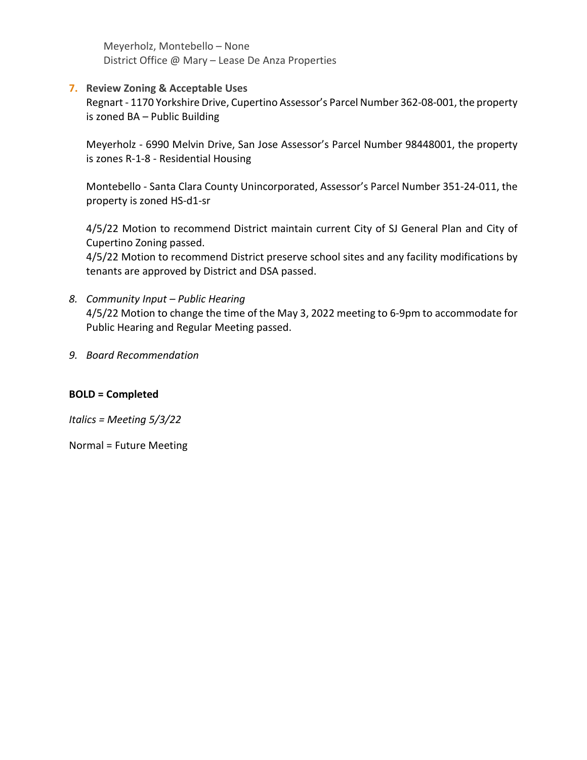Meyerholz, Montebello – None
District Office @ Mary – Lease De Anza Properties

7. **Review Zoning & Acceptable Uses**
   Regnart - 1170 Yorkshire Drive, Cupertino Assessor's Parcel Number 362-08-001, the property is zoned BA – Public Building

   Meyerholz - 6990 Melvin Drive, San Jose Assessor's Parcel Number 98448001, the property is zones R-1-8 - Residential Housing

   Montebello - Santa Clara County Unincorporated, Assessor's Parcel Number 351-24-011, the property is zoned HS-d1-sr

   4/5/22 Motion to recommend District maintain current City of SJ General Plan and City of Cupertino Zoning passed.
   4/5/22 Motion to recommend District preserve school sites and any facility modifications by tenants are approved by District and DSA passed.

8. *Community Input – Public Hearing*
   4/5/22 Motion to change the time of the May 3, 2022 meeting to 6-9pm to accommodate for Public Hearing and Regular Meeting passed.

9. *Board Recommendation*

**BOLD = Completed**

*Italics = Meeting 5/3/22*

Normal = Future Meeting